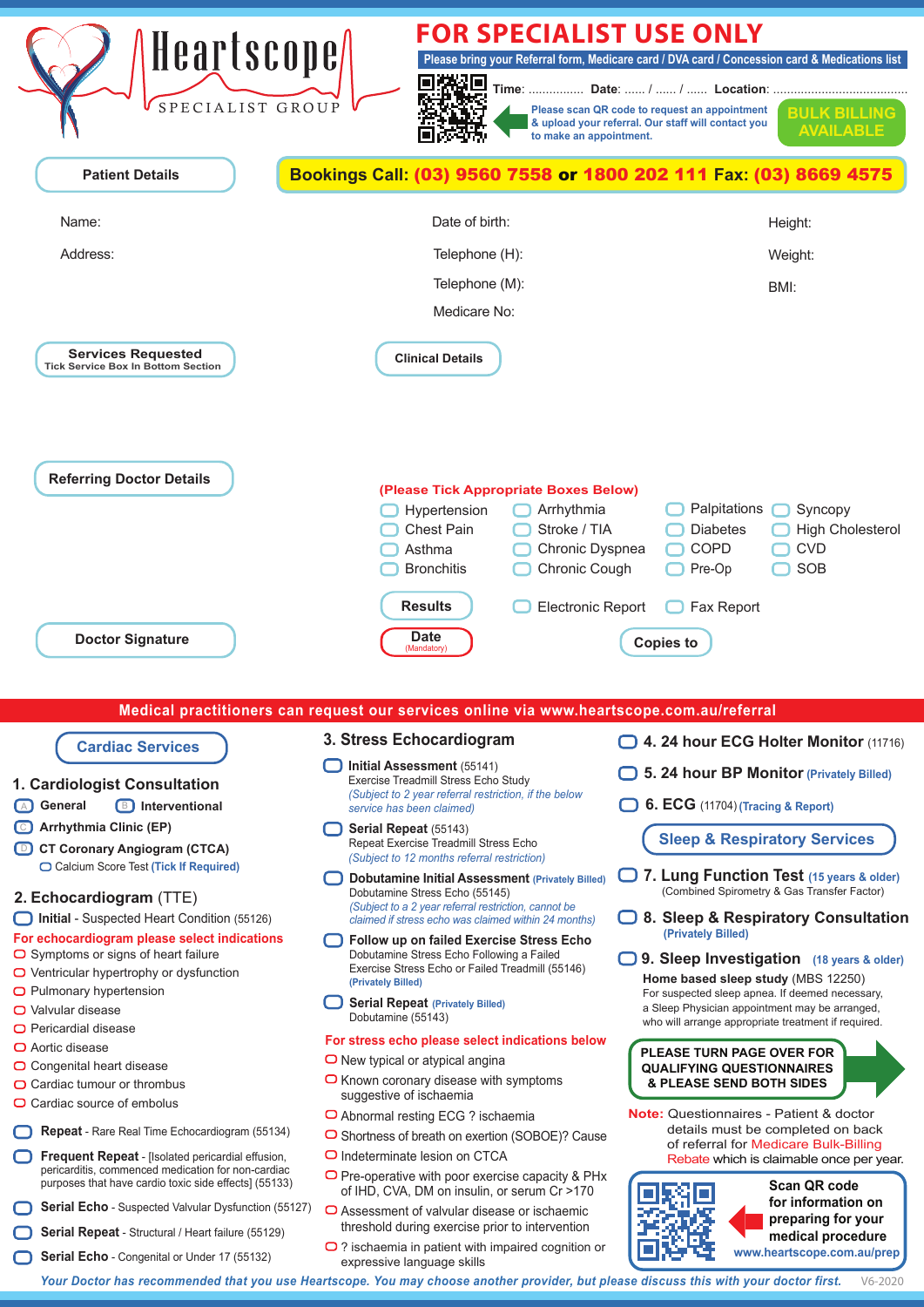# Heartscope

SPECIALIST GROUP

## FOR SPECIALIST USE ONLY

**Please bring your Referral form, Medicare card / DVA card / Concession card & Medications list**

**Time**: ................ **Date**: ...... / ...... / ...... **Location**: .......................................

Please scan QR code to request an appointment & upload your referral. Our staff will contact you to make an appointment.

**BULK BILLING AVAILABLE**

**Bookings Call: (03) 9560 7558 or 1800 202 111 Fax: (03) 8669 4575**

### Patient Details

Name:

Address:

Date of birth:

Telephone (H):

Telephone (M):

Medicare No:

Height:

Weight:

BMI:

### Services Requested

Tick Service Box In Bottom Section

### Clinical Details

### Referring Doctor Details

**(Please Tick Appropriate Boxes Below)**

- ☐ Hypertension
- ☐ Arrhythmia
- ☐ Palpitations
- ☐ Syncopy
- ☐ Chest Pain
- ☐ Stroke / TIA
- ☐ Diabetes
- ☐ High Cholesterol
- ☐ Asthma
- ☐ Chronic Dyspnea
- ☐ COPD
- ☐ CVD
- ☐ Bronchitis
- ☐ Chronic Cough
- ☐ Pre-Op
- ☐ SOB

**Results** ☐ Electronic Report ☐ Fax Report

### Doctor Signature

**Date** (Mandatory)

**Copies to**

**Medical practitioners can request our services online via www.heartscope.com.au/referral**

## Cardiac Services

### 1. Cardiologist Consultation

- A ☐ **General**
- B ☐ **Interventional**
- C ☐ **Arrhythmia Clinic (EP)**
- D ☐ **CT Coronary Angiogram (CTCA)**
  - ☐ Calcium Score Test (Tick If Required)

### 2. Echocardiogram (TTE)

- ☐ **Initial** - Suspected Heart Condition (55126)

**For echocardiogram please select indications**

- ☐ Symptoms or signs of heart failure
- ☐ Ventricular hypertrophy or dysfunction
- ☐ Pulmonary hypertension
- ☐ Valvular disease
- ☐ Pericardial disease
- ☐ Aortic disease
- ☐ Congenital heart disease
- ☐ Cardiac tumour or thrombus
- ☐ Cardiac source of embolus

- ☐ **Repeat** - Rare Real Time Echocardiogram (55134)
- ☐ **Frequent Repeat** - [Isolated pericardial effusion, pericarditis, commenced medication for non-cardiac purposes that have cardio toxic side effects] (55133)
- ☐ **Serial Echo** - Suspected Valvular Dysfunction (55127)
- ☐ **Serial Repeat** - Structural / Heart failure (55129)
- ☐ **Serial Echo** - Congenital or Under 17 (55132)

### 3. Stress Echocardiogram

- ☐ **Initial Assessment** (55141)
  Exercise Treadmill Stress Echo Study
  *(Subject to 2 year referral restriction, if the below service has been claimed)*
- ☐ **Serial Repeat** (55143)
  Repeat Exercise Treadmill Stress Echo
  *(Subject to 12 months referral restriction)*
- ☐ **Dobutamine Initial Assessment** (Privately Billed)
  Dobutamine Stress Echo (55145)
  *(Subject to a 2 year referral restriction, cannot be claimed if stress echo was claimed within 24 months)*
- ☐ **Follow up on failed Exercise Stress Echo**
  Dobutamine Stress Echo Following a Failed Exercise Stress Echo or Failed Treadmill (55146)
  **(Privately Billed)**
- ☐ **Serial Repeat** (Privately Billed)
  Dobutamine (55143)

**For stress echo please select indications below**

- ☐ New typical or atypical angina
- ☐ Known coronary disease with symptoms suggestive of ischaemia
- ☐ Abnormal resting ECG ? ischaemia
- ☐ Shortness of breath on exertion (SOBOE)? Cause
- ☐ Indeterminate lesion on CTCA
- ☐ Pre-operative with poor exercise capacity & PHx of IHD, CVA, DM on insulin, or serum Cr >170
- ☐ Assessment of valvular disease or ischaemic threshold during exercise prior to intervention
- ☐ ? ischaemia in patient with impaired cognition or expressive language skills

### ☐ 4. 24 hour ECG Holter Monitor (11716)

### ☐ 5. 24 hour BP Monitor (Privately Billed)

### ☐ 6. ECG (11704) (Tracing & Report)

## Sleep & Respiratory Services

### ☐ 7. Lung Function Test (15 years & older)

(Combined Spirometry & Gas Transfer Factor)

### ☐ 8. Sleep & Respiratory Consultation (Privately Billed)

### ☐ 9. Sleep Investigation (18 years & older)

**Home based sleep study** (MBS 12250)
For suspected sleep apnea. If deemed necessary, a Sleep Physician appointment may be arranged, who will arrange appropriate treatment if required.

**PLEASE TURN PAGE OVER FOR QUALIFYING QUESTIONNAIRES & PLEASE SEND BOTH SIDES**

**Note:** Questionnaires - Patient & doctor details must be completed on back of referral for Medicare Bulk-Billing Rebate which is claimable once per year.

**Scan QR code for information on preparing for your medical procedure**
**www.heartscope.com.au/prep**

*Your Doctor has recommended that you use Heartscope. You may choose another provider, but please discuss this with your doctor first.* V6-2020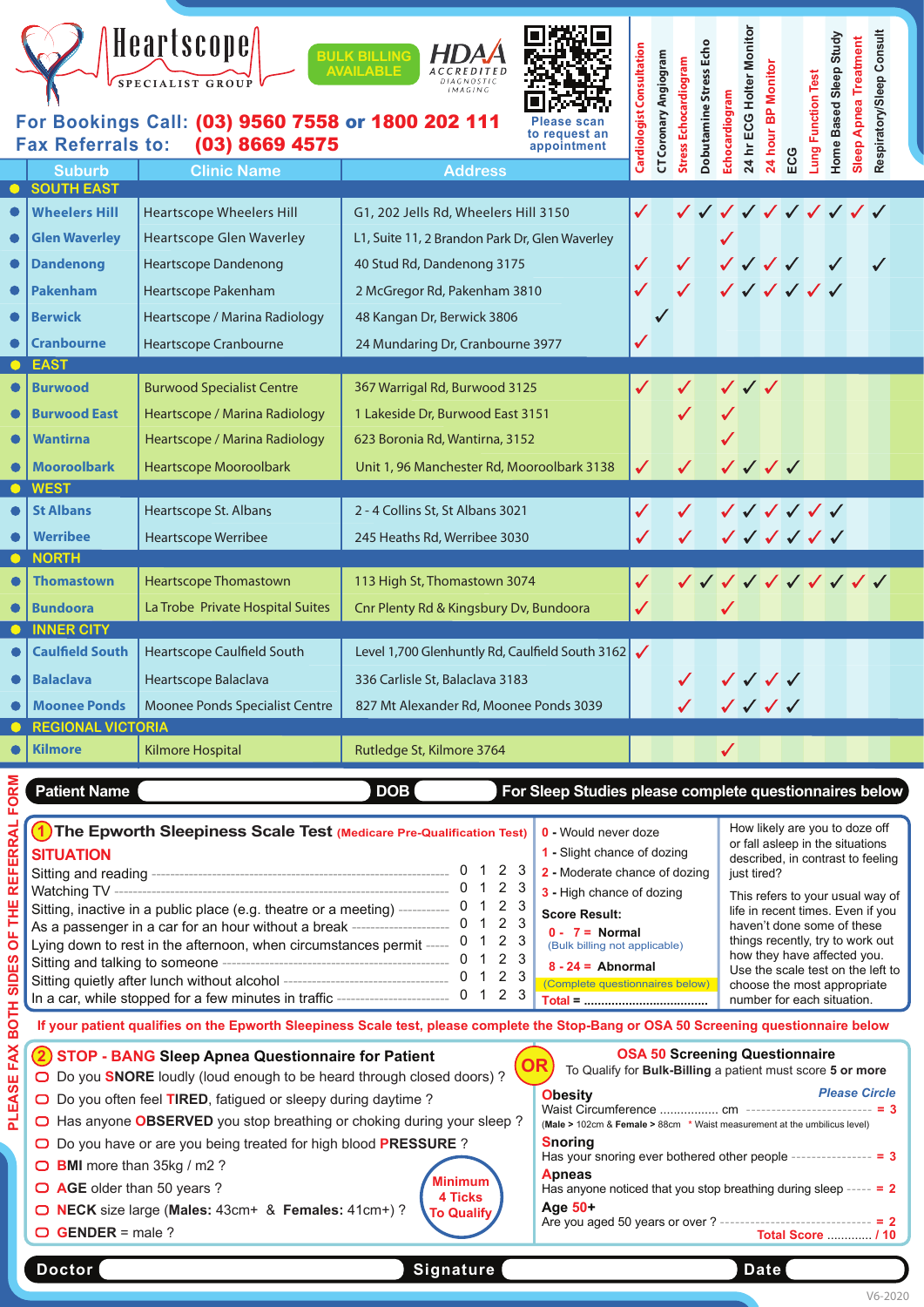# Heartscope SPECIALIST GROUP

**BULK BILLING AVAILABLE**

HDAA ACCREDITED DIAGNOSTIC IMAGING

**For Bookings Call: (03) 9560 7558 or 1800 202 111**
**Fax Referrals to: (03) 8669 4575**

Please scan to request an appointment

| Suburb | Clinic Name | Address | Cardiologist Consultation | CT Coronary Angiogram | Stress Echocardiogram | Dobutamine Stress Echo | Echocardiogram | 24 hr ECG Holter Monitor | 24 hour BP Monitor | ECG | Lung Function Test | Home Based Sleep Study | Sleep Apnea Treatment | Respiratory/Sleep Consult |
|---|---|---|---|---|---|---|---|---|---|---|---|---|---|---|
| **SOUTH EAST** | | | | | | | | | | | | | | |
| Wheelers Hill | Heartscope Wheelers Hill | G1, 202 Jells Rd, Wheelers Hill 3150 | ✓ | | ✓ | ✓ | ✓ | ✓ | ✓ | ✓ | ✓ | ✓ | ✓ | ✓ |
| Glen Waverley | Heartscope Glen Waverley | L1, Suite 11, 2 Brandon Park Dr, Glen Waverley | | | | | ✓ | | | | | | | |
| Dandenong | Heartscope Dandenong | 40 Stud Rd, Dandenong 3175 | ✓ | | ✓ | | ✓ | ✓ | ✓ | ✓ | | ✓ | | ✓ |
| Pakenham | Heartscope Pakenham | 2 McGregor Rd, Pakenham 3810 | ✓ | | ✓ | | ✓ | ✓ | ✓ | ✓ | ✓ | ✓ | | |
| Berwick | Heartscope / Marina Radiology | 48 Kangan Dr, Berwick 3806 | | ✓ | | | | | | | | | | |
| Cranbourne | Heartscope Cranbourne | 24 Mundaring Dr, Cranbourne 3977 | ✓ | | | | | | | | | | | |
| **EAST** | | | | | | | | | | | | | | |
| Burwood | Burwood Specialist Centre | 367 Warrigal Rd, Burwood 3125 | ✓ | | ✓ | | ✓ | ✓ | ✓ | | | | | |
| Burwood East | Heartscope / Marina Radiology | 1 Lakeside Dr, Burwood East 3151 | | | ✓ | | ✓ | | | | | | | |
| Wantirna | Heartscope / Marina Radiology | 623 Boronia Rd, Wantirna, 3152 | | | | | ✓ | | | | | | | |
| Mooroolbark | Heartscope Mooroolbark | Unit 1, 96 Manchester Rd, Mooroolbark 3138 | ✓ | | ✓ | | ✓ | ✓ | ✓ | ✓ | | | | |
| **WEST** | | | | | | | | | | | | | | |
| St Albans | Heartscope St. Albans | 2 - 4 Collins St, St Albans 3021 | ✓ | | ✓ | | ✓ | ✓ | ✓ | ✓ | ✓ | ✓ | | |
| Werribee | Heartscope Werribee | 245 Heaths Rd, Werribee 3030 | ✓ | | ✓ | | ✓ | ✓ | ✓ | ✓ | ✓ | ✓ | | |
| **NORTH** | | | | | | | | | | | | | | |
| Thomastown | Heartscope Thomastown | 113 High St, Thomastown 3074 | ✓ | | ✓ | ✓ | ✓ | ✓ | ✓ | ✓ | ✓ | ✓ | ✓ | ✓ |
| Bundoora | La Trobe Private Hospital Suites | Cnr Plenty Rd & Kingsbury Dv, Bundoora | ✓ | | | | ✓ | | | | | | | |
| **INNER CITY** | | | | | | | | | | | | | | |
| Caulfield South | Heartscope Caulfield South | Level 1,700 Glenhuntly Rd, Caulfield South 3162 | ✓ | | | | | | | | | | | |
| Balaclava | Heartscope Balaclava | 336 Carlisle St, Balaclava 3183 | | | ✓ | | ✓ | ✓ | ✓ | ✓ | | | | |
| Moonee Ponds | Moonee Ponds Specialist Centre | 827 Mt Alexander Rd, Moonee Ponds 3039 | | | ✓ | | ✓ | ✓ | ✓ | ✓ | | | | |
| **REGIONAL VICTORIA** | | | | | | | | | | | | | | |
| Kilmore | Kilmore Hospital | Rutledge St, Kilmore 3764 | | | | | ✓ | | | | | | | |

PLEASE FAX BOTH SIDES OF THE REFERRAL FORM

**Patient Name** ______________ **DOB** ______________ **For Sleep Studies please complete questionnaires below**

## 1 The Epworth Sleepiness Scale Test (Medicare Pre-Qualification Test)

**SITUATION**

| Situation | | | | |
|---|---|---|---|---|
| Sitting and reading | 0 | 1 | 2 | 3 |
| Watching TV | 0 | 1 | 2 | 3 |
| Sitting, inactive in a public place (e.g. theatre or a meeting) | 0 | 1 | 2 | 3 |
| As a passenger in a car for an hour without a break | 0 | 1 | 2 | 3 |
| Lying down to rest in the afternoon, when circumstances permit | 0 | 1 | 2 | 3 |
| Sitting and talking to someone | 0 | 1 | 2 | 3 |
| Sitting quietly after lunch without alcohol | 0 | 1 | 2 | 3 |
| In a car, while stopped for a few minutes in traffic | 0 | 1 | 2 | 3 |

- **0** - Would never doze
- **1** - Slight chance of dozing
- **2** - Moderate chance of dozing
- **3** - High chance of dozing

**Score Result:**

**0 - 7 = Normal**
(Bulk billing not applicable)

**8 - 24 = Abnormal**
(Complete questionnaires below)

**Total =** ..................................

How likely are you to doze off or fall asleep in the situations described, in contrast to feeling just tired?

This refers to your usual way of life in recent times. Even if you haven't done some of these things recently, try to work out how they have affected you. Use the scale test on the left to choose the most appropriate number for each situation.

**If your patient qualifies on the Epworth Sleepiness Scale test, please complete the Stop-Bang or OSA 50 Screening questionnaire below**

## 2 STOP - BANG Sleep Apnea Questionnaire for Patient

- ○ Do you **SNORE** loudly (loud enough to be heard through closed doors) ?
- ○ Do you often feel **TIRED**, fatigued or sleepy during daytime ?
- ○ Has anyone **OBSERVED** you stop breathing or choking during your sleep ?
- ○ Do you have or are you being treated for high blood **PRESSURE** ?
- ○ **BMI** more than 35kg / m2 ?
- ○ **AGE** older than 50 years ?
- ○ **NECK** size large (**Males:** 43cm+ & **Females:** 41cm+) ?
- ○ **GENDER** = male ?

**Minimum 4 Ticks To Qualify**

**OR**

## OSA 50 Screening Questionnaire

To Qualify for **Bulk-Billing** a patient must score **5 or more**

*Please Circle*

**Obesity**
Waist Circumference ................ cm ---------------------------- = 3
(**Male** > 102cm & **Female** > 88cm * Waist measurement at the umbilicus level)

**Snoring**
Has your snoring ever bothered other people ---------------- = 3

**Apneas**
Has anyone noticed that you stop breathing during sleep ----- = 2

**Age 50+**
Are you aged 50 years or over ? ---------------------------- = 2

**Total Score** ............. / 10

**Doctor** ______________ **Signature** ______________ **Date** ______________

V6-2020